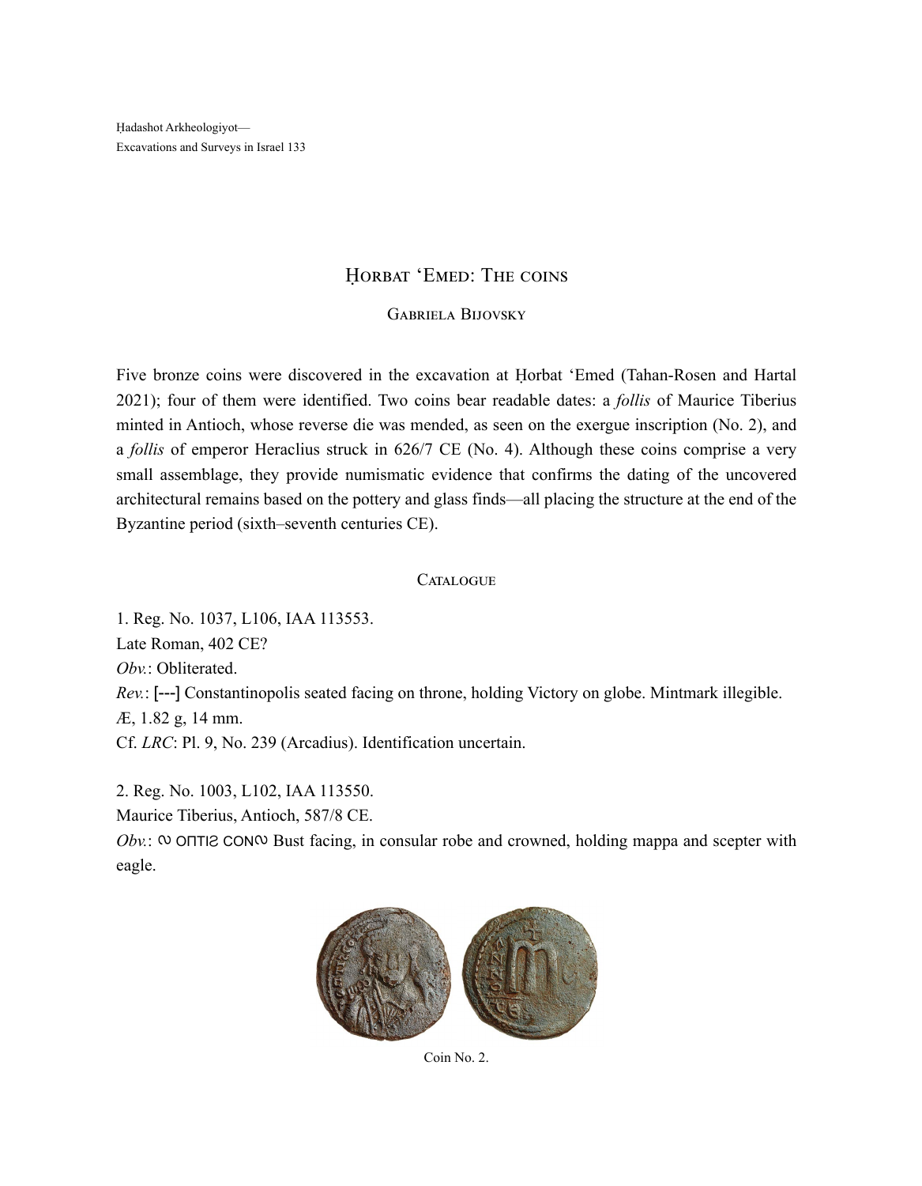Ḥadashot Arkheologiyot—
Excavations and Surveys in Israel 133

# Ḥorbat ʻEmed: The coins

Gabriela Bijovsky

Five bronze coins were discovered in the excavation at Ḥorbat ʻEmed (Tahan-Rosen and Hartal 2021); four of them were identified. Two coins bear readable dates: a *follis* of Maurice Tiberius minted in Antioch, whose reverse die was mended, as seen on the exergue inscription (No. 2), and a *follis* of emperor Heraclius struck in 626/7 CE (No. 4). Although these coins comprise a very small assemblage, they provide numismatic evidence that confirms the dating of the uncovered architectural remains based on the pottery and glass finds—all placing the structure at the end of the Byzantine period (sixth–seventh centuries CE).

## Catalogue

1. Reg. No. 1037, L106, IAA 113553.
Late Roman, 402 CE?
*Obv.*: Obliterated.
*Rev.*: [---] Constantinopolis seated facing on throne, holding Victory on globe. Mintmark illegible.
Æ, 1.82 g, 14 mm.
Cf. *LRC*: Pl. 9, No. 239 (Arcadius). Identification uncertain.

2. Reg. No. 1003, L102, IAA 113550.
Maurice Tiberius, Antioch, 587/8 CE.
*Obv.*: ∾ ΟΠΤΙƧ CON∾ Bust facing, in consular robe and crowned, holding mappa and scepter with eagle.

Coin No. 2.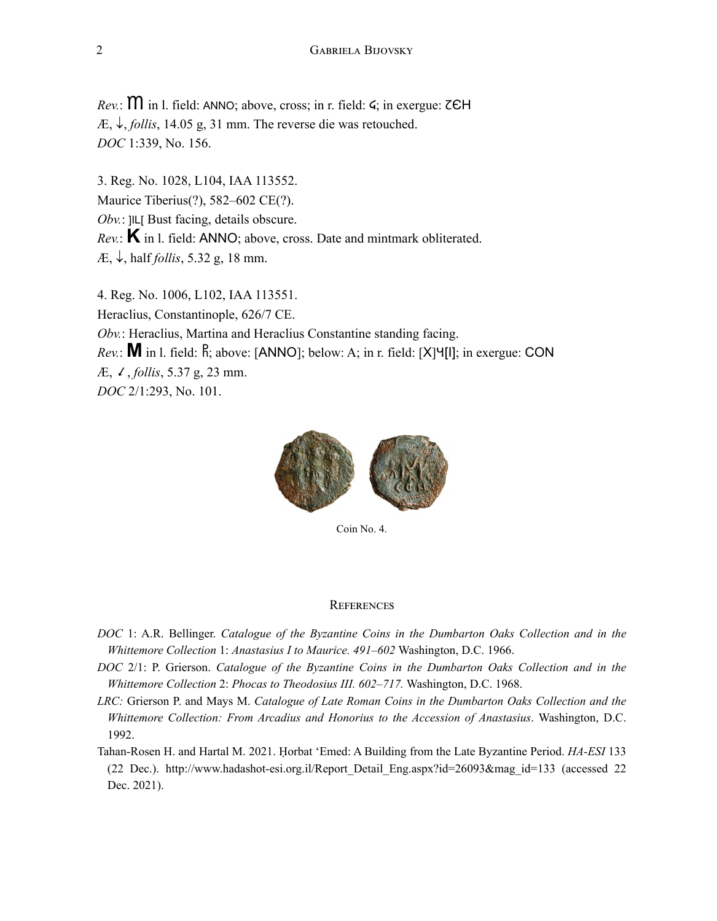*Rev.*: m in l. field: ANNO; above, cross; in r. field: ς; in exergue: ZЄH
Æ, ↓, *follis*, 14.05 g, 31 mm. The reverse die was retouched.
*DOC* 1:339, No. 156.

3. Reg. No. 1028, L104, IAA 113552.
Maurice Tiberius(?), 582–602 CE(?).
*Obv.*: ]IL[ Bust facing, details obscure.
*Rev.*: **K** in l. field: ANNO; above, cross. Date and mintmark obliterated.
Æ, ↓, half *follis*, 5.32 g, 18 mm.

4. Reg. No. 1006, L102, IAA 113551.
Heraclius, Constantinople, 626/7 CE.
*Obv.*: Heraclius, Martina and Heraclius Constantine standing facing.
*Rev.*: **M** in l. field: ꝶ; above: [ANNO]; below: A; in r. field: [X]Ч[I]; in exergue: CON
Æ, ↙, *follis*, 5.37 g, 23 mm.
*DOC* 2/1:293, No. 101.

Coin No. 4.

## References

*DOC* 1: A.R. Bellinger. *Catalogue of the Byzantine Coins in the Dumbarton Oaks Collection and in the Whittemore Collection* 1: *Anastasius I to Maurice. 491–602* Washington, D.C. 1966.

*DOC* 2/1: P. Grierson. *Catalogue of the Byzantine Coins in the Dumbarton Oaks Collection and in the Whittemore Collection* 2: *Phocas to Theodosius III. 602–717.* Washington, D.C. 1968.

*LRC:* Grierson P. and Mays M. *Catalogue of Late Roman Coins in the Dumbarton Oaks Collection and the Whittemore Collection: From Arcadius and Honorius to the Accession of Anastasius*. Washington, D.C. 1992.

Tahan-Rosen H. and Hartal M. 2021. Ḥorbat ʻEmed: A Building from the Late Byzantine Period. *HA-ESI* 133 (22 Dec.). http://www.hadashot-esi.org.il/Report_Detail_Eng.aspx?id=26093&mag_id=133 (accessed 22 Dec. 2021).